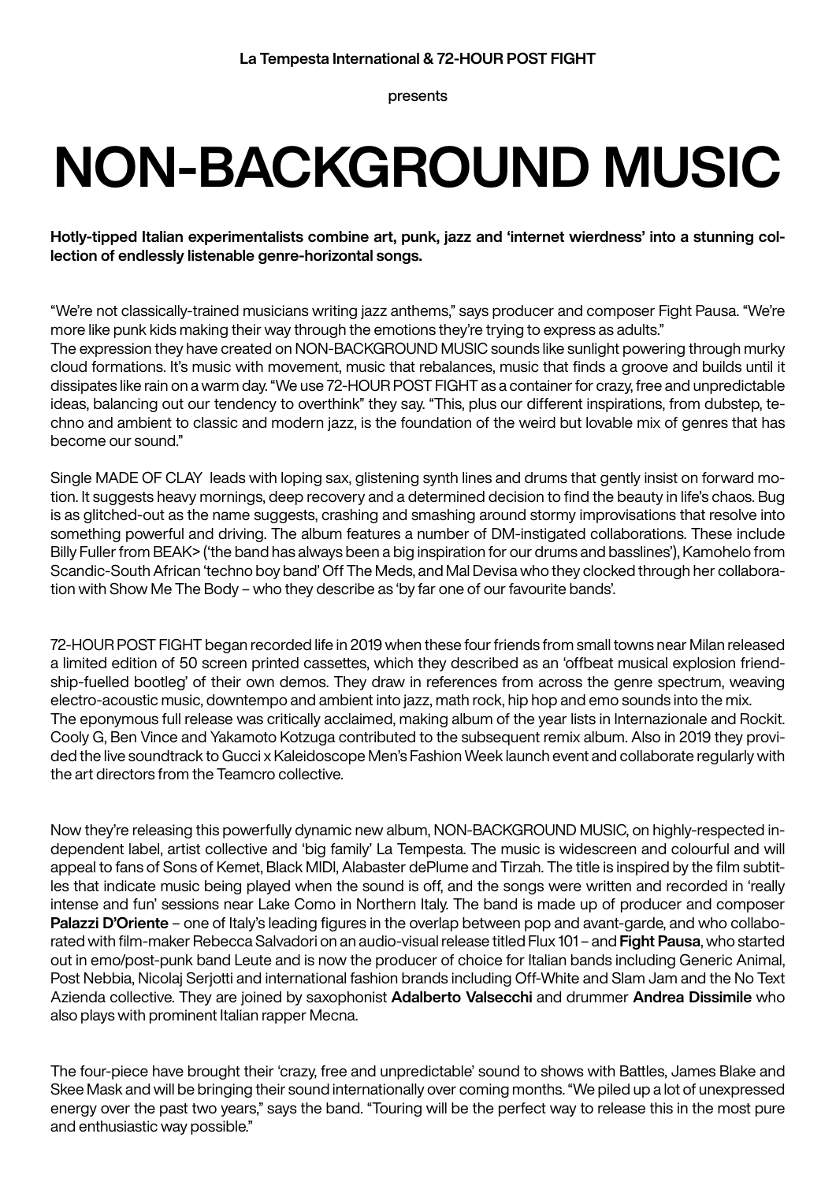La Tempesta International & 72-HOUR POST FIGHT

presents

# NON-BACKGROUND MUSIC

**Hotly-tipped Italian experimentalists combine art, punk, jazz and 'internet wierdness' into a stunning collection of endlessly listenable genre-horizontal songs.**

"We're not classically-trained musicians writing jazz anthems," says producer and composer Fight Pausa. "We're more like punk kids making their way through the emotions they're trying to express as adults."
The expression they have created on NON-BACKGROUND MUSIC sounds like sunlight powering through murky cloud formations. It's music with movement, music that rebalances, music that finds a groove and builds until it dissipates like rain on a warm day. "We use 72-HOUR POST FIGHT as a container for crazy, free and unpredictable ideas, balancing out our tendency to overthink" they say. "This, plus our different inspirations, from dubstep, techno and ambient to classic and modern jazz, is the foundation of the weird but lovable mix of genres that has become our sound."

Single MADE OF CLAY leads with loping sax, glistening synth lines and drums that gently insist on forward motion. It suggests heavy mornings, deep recovery and a determined decision to find the beauty in life's chaos. Bug is as glitched-out as the name suggests, crashing and smashing around stormy improvisations that resolve into something powerful and driving. The album features a number of DM-instigated collaborations. These include Billy Fuller from BEAK> ('the band has always been a big inspiration for our drums and basslines'), Kamohelo from Scandic-South African 'techno boy band' Off The Meds, and Mal Devisa who they clocked through her collaboration with Show Me The Body – who they describe as 'by far one of our favourite bands'.

72-HOUR POST FIGHT began recorded life in 2019 when these four friends from small towns near Milan released a limited edition of 50 screen printed cassettes, which they described as an 'offbeat musical explosion friendship-fuelled bootleg' of their own demos. They draw in references from across the genre spectrum, weaving electro-acoustic music, downtempo and ambient into jazz, math rock, hip hop and emo sounds into the mix.
The eponymous full release was critically acclaimed, making album of the year lists in Internazionale and Rockit. Cooly G, Ben Vince and Yakamoto Kotzuga contributed to the subsequent remix album. Also in 2019 they provided the live soundtrack to Gucci x Kaleidoscope Men's Fashion Week launch event and collaborate regularly with the art directors from the Teamcro collective.

Now they're releasing this powerfully dynamic new album, NON-BACKGROUND MUSIC, on highly-respected independent label, artist collective and 'big family' La Tempesta. The music is widescreen and colourful and will appeal to fans of Sons of Kemet, Black MIDI, Alabaster dePlume and Tirzah. The title is inspired by the film subtitles that indicate music being played when the sound is off, and the songs were written and recorded in 'really intense and fun' sessions near Lake Como in Northern Italy. The band is made up of producer and composer **Palazzi D'Oriente** – one of Italy's leading figures in the overlap between pop and avant-garde, and who collaborated with film-maker Rebecca Salvadori on an audio-visual release titled Flux 101 – and **Fight Pausa**, who started out in emo/post-punk band Leute and is now the producer of choice for Italian bands including Generic Animal, Post Nebbia, Nicolaj Serjotti and international fashion brands including Off-White and Slam Jam and the No Text Azienda collective. They are joined by saxophonist **Adalberto Valsecchi** and drummer **Andrea Dissimile** who also plays with prominent Italian rapper Mecna.

The four-piece have brought their 'crazy, free and unpredictable' sound to shows with Battles, James Blake and Skee Mask and will be bringing their sound internationally over coming months. "We piled up a lot of unexpressed energy over the past two years," says the band. "Touring will be the perfect way to release this in the most pure and enthusiastic way possible."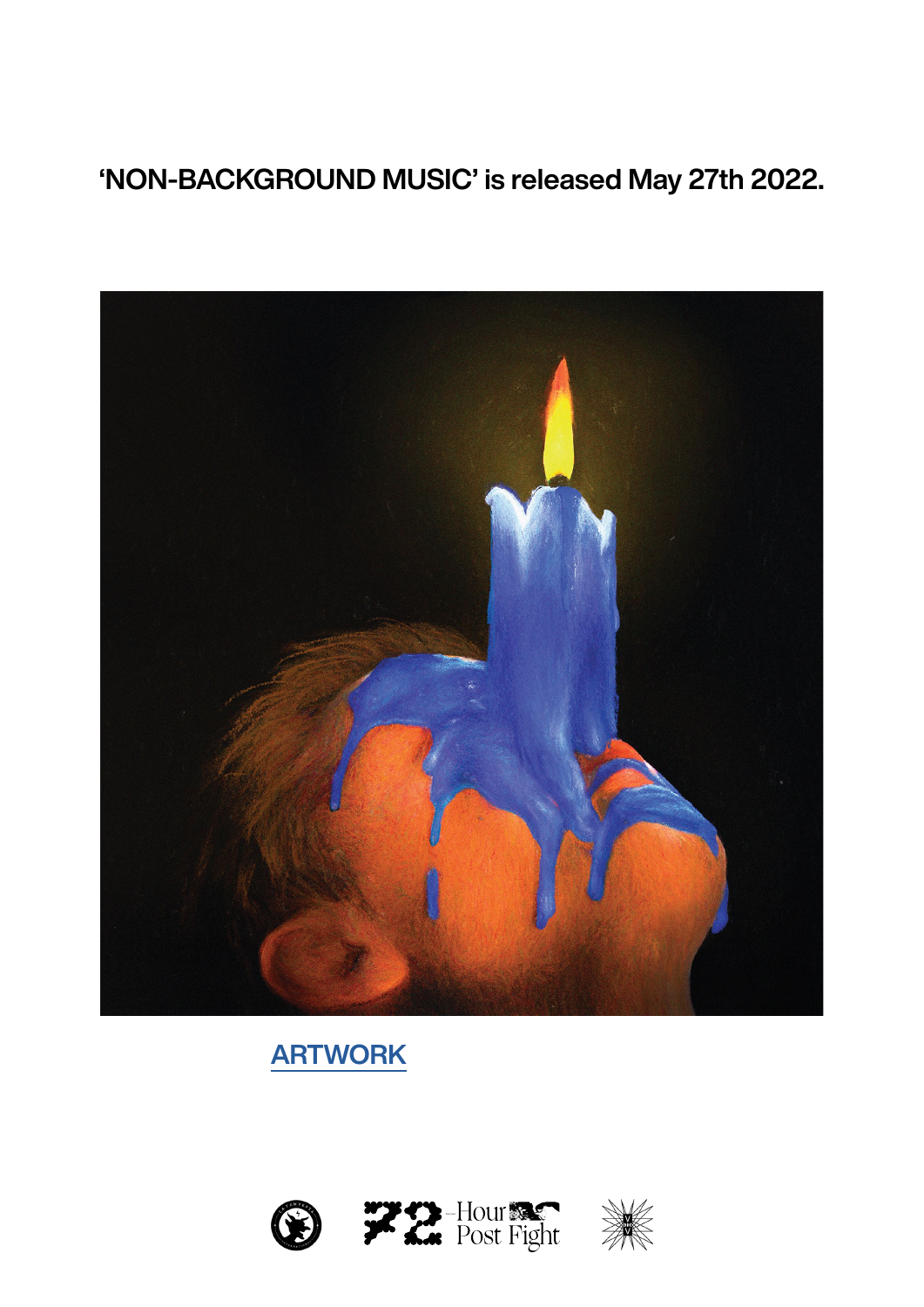'NON-BACKGROUND MUSIC' is released May 27th 2022.

[ARTWORK]